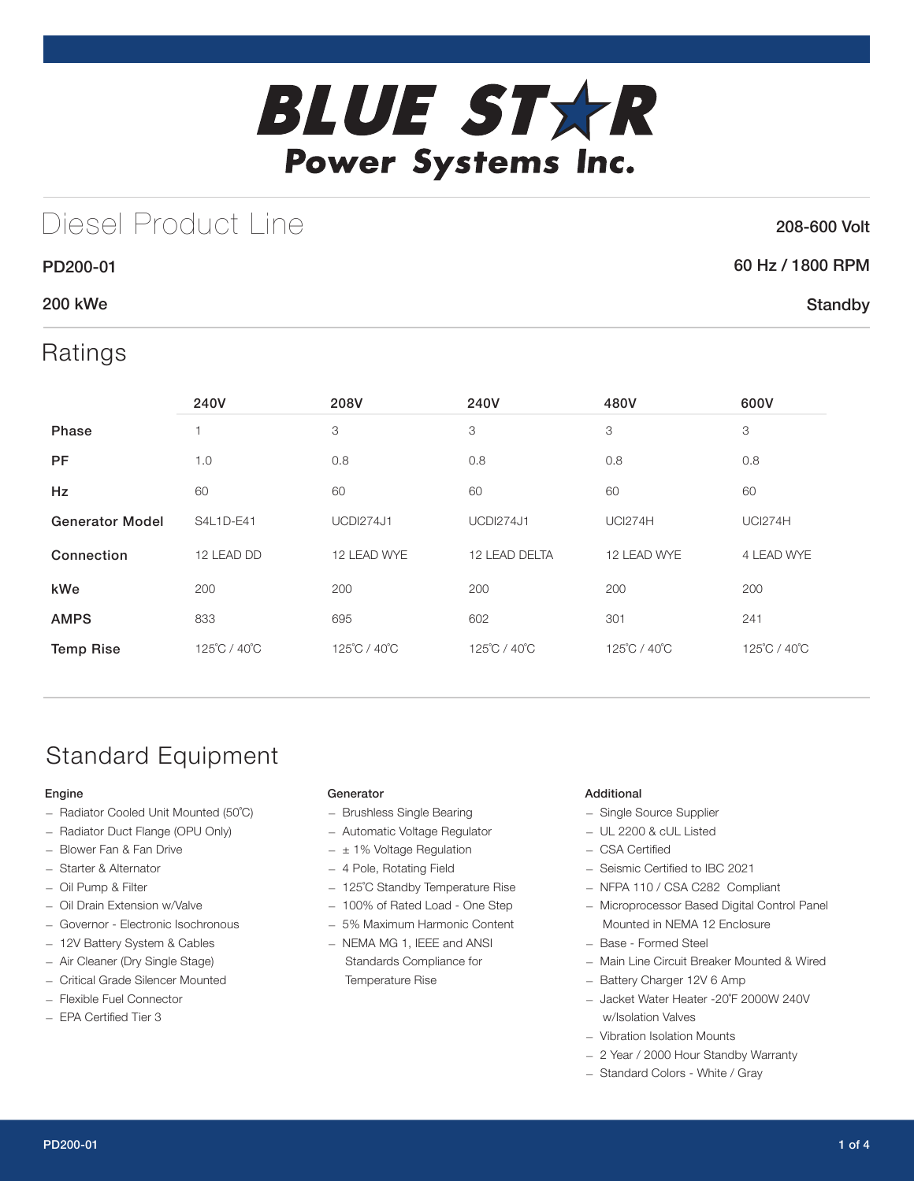# BLUE STAR Power Systems Inc.

## Diesel Product Line

208-600 Volt

**PD200-01**

60 Hz / 1800 RPM

**200 kWe**

Standby

## Ratings

| | 240V | 208V | 240V | 480V | 600V |
|---|---|---|---|---|---|
| **Phase** | 1 | 3 | 3 | 3 | 3 |
| **PF** | 1.0 | 0.8 | 0.8 | 0.8 | 0.8 |
| **Hz** | 60 | 60 | 60 | 60 | 60 |
| **Generator Model** | S4L1D-E41 | UCDI274J1 | UCDI274J1 | UCI274H | UCI274H |
| **Connection** | 12 LEAD DD | 12 LEAD WYE | 12 LEAD DELTA | 12 LEAD WYE | 4 LEAD WYE |
| **kWe** | 200 | 200 | 200 | 200 | 200 |
| **AMPS** | 833 | 695 | 602 | 301 | 241 |
| **Temp Rise** | 125°C / 40°C | 125°C / 40°C | 125°C / 40°C | 125°C / 40°C | 125°C / 40°C |

## Standard Equipment

### Engine

- Radiator Cooled Unit Mounted (50°C)
- Radiator Duct Flange (OPU Only)
- Blower Fan & Fan Drive
- Starter & Alternator
- Oil Pump & Filter
- Oil Drain Extension w/Valve
- Governor - Electronic Isochronous
- 12V Battery System & Cables
- Air Cleaner (Dry Single Stage)
- Critical Grade Silencer Mounted
- Flexible Fuel Connector
- EPA Certified Tier 3

### Generator

- Brushless Single Bearing
- Automatic Voltage Regulator
- ± 1% Voltage Regulation
- 4 Pole, Rotating Field
- 125°C Standby Temperature Rise
- 100% of Rated Load - One Step
- 5% Maximum Harmonic Content
- NEMA MG 1, IEEE and ANSI Standards Compliance for Temperature Rise

### Additional

- Single Source Supplier
- UL 2200 & cUL Listed
- CSA Certified
- Seismic Certified to IBC 2021
- NFPA 110 / CSA C282 Compliant
- Microprocessor Based Digital Control Panel Mounted in NEMA 12 Enclosure
- Base - Formed Steel
- Main Line Circuit Breaker Mounted & Wired
- Battery Charger 12V 6 Amp
- Jacket Water Heater -20°F 2000W 240V w/Isolation Valves
- Vibration Isolation Mounts
- 2 Year / 2000 Hour Standby Warranty
- Standard Colors - White / Gray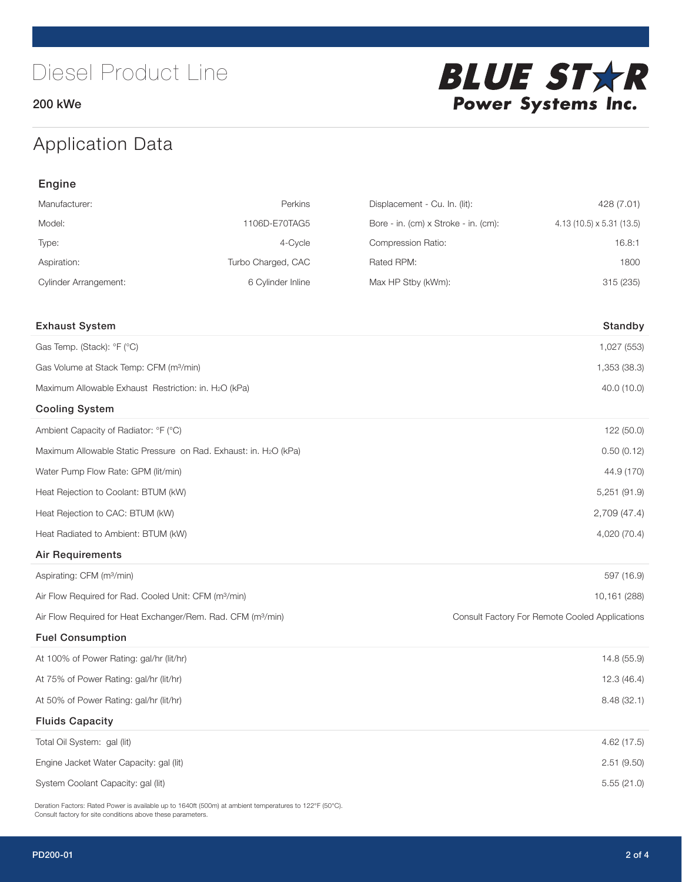# Diesel Product Line

**200 kWe**

BLUE STAR Power Systems Inc.

## Application Data

### Engine

| | | | |
|---|---|---|---|
| Manufacturer: | Perkins | Displacement - Cu. In. (lit): | 428 (7.01) |
| Model: | 1106D-E70TAG5 | Bore - in. (cm) x Stroke - in. (cm): | 4.13 (10.5) x 5.31 (13.5) |
| Type: | 4-Cycle | Compression Ratio: | 16.8:1 |
| Aspiration: | Turbo Charged, CAC | Rated RPM: | 1800 |
| Cylinder Arrangement: | 6 Cylinder Inline | Max HP Stby (kWm): | 315 (235) |

| Exhaust System | Standby |
|---|---|
| Gas Temp. (Stack): °F (°C) | 1,027 (553) |
| Gas Volume at Stack Temp: CFM (m³/min) | 1,353 (38.3) |
| Maximum Allowable Exhaust Restriction: in. $H_2O$ (kPa) | 40.0 (10.0) |
| **Cooling System** | |
| Ambient Capacity of Radiator: °F (°C) | 122 (50.0) |
| Maximum Allowable Static Pressure on Rad. Exhaust: in. $H_2O$ (kPa) | 0.50 (0.12) |
| Water Pump Flow Rate: GPM (lit/min) | 44.9 (170) |
| Heat Rejection to Coolant: BTUM (kW) | 5,251 (91.9) |
| Heat Rejection to CAC: BTUM (kW) | 2,709 (47.4) |
| Heat Radiated to Ambient: BTUM (kW) | 4,020 (70.4) |
| **Air Requirements** | |
| Aspirating: CFM (m³/min) | 597 (16.9) |
| Air Flow Required for Rad. Cooled Unit: CFM (m³/min) | 10,161 (288) |
| Air Flow Required for Heat Exchanger/Rem. Rad. CFM (m³/min) | Consult Factory For Remote Cooled Applications |
| **Fuel Consumption** | |
| At 100% of Power Rating: gal/hr (lit/hr) | 14.8 (55.9) |
| At 75% of Power Rating: gal/hr (lit/hr) | 12.3 (46.4) |
| At 50% of Power Rating: gal/hr (lit/hr) | 8.48 (32.1) |
| **Fluids Capacity** | |
| Total Oil System: gal (lit) | 4.62 (17.5) |
| Engine Jacket Water Capacity: gal (lit) | 2.51 (9.50) |
| System Coolant Capacity: gal (lit) | 5.55 (21.0) |

Deration Factors: Rated Power is available up to 1640ft (500m) at ambient temperatures to 122°F (50°C).
Consult factory for site conditions above these parameters.

PD200-01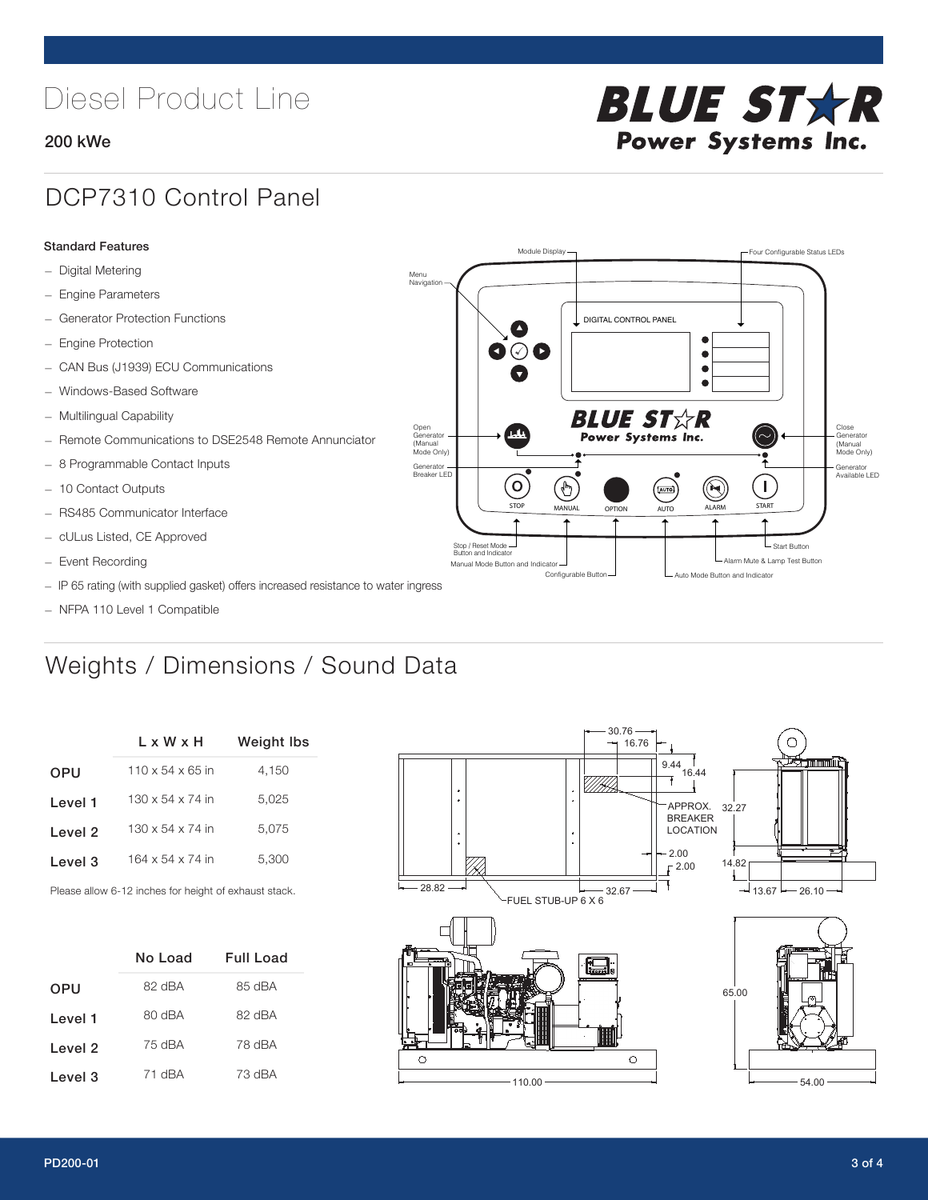# Diesel Product Line

**200 kWe**

## DCP7310 Control Panel

**Standard Features**

- Digital Metering
- Engine Parameters
- Generator Protection Functions
- Engine Protection
- CAN Bus (J1939) ECU Communications
- Windows-Based Software
- Multilingual Capability
- Remote Communications to DSE2548 Remote Annunciator
- 8 Programmable Contact Inputs
- 10 Contact Outputs
- RS485 Communicator Interface
- cULus Listed, CE Approved
- Event Recording
- IP 65 rating (with supplied gasket) offers increased resistance to water ingress
- NFPA 110 Level 1 Compatible

## Weights / Dimensions / Sound Data

| | L x W x H | Weight lbs |
|---|---|---|
| OPU | 110 x 54 x 65 in | 4,150 |
| Level 1 | 130 x 54 x 74 in | 5,025 |
| Level 2 | 130 x 54 x 74 in | 5,075 |
| Level 3 | 164 x 54 x 74 in | 5,300 |

Please allow 6-12 inches for height of exhaust stack.

| | No Load | Full Load |
|---|---|---|
| OPU | 82 dBA | 85 dBA |
| Level 1 | 80 dBA | 82 dBA |
| Level 2 | 75 dBA | 78 dBA |
| Level 3 | 71 dBA | 73 dBA |

PD200-01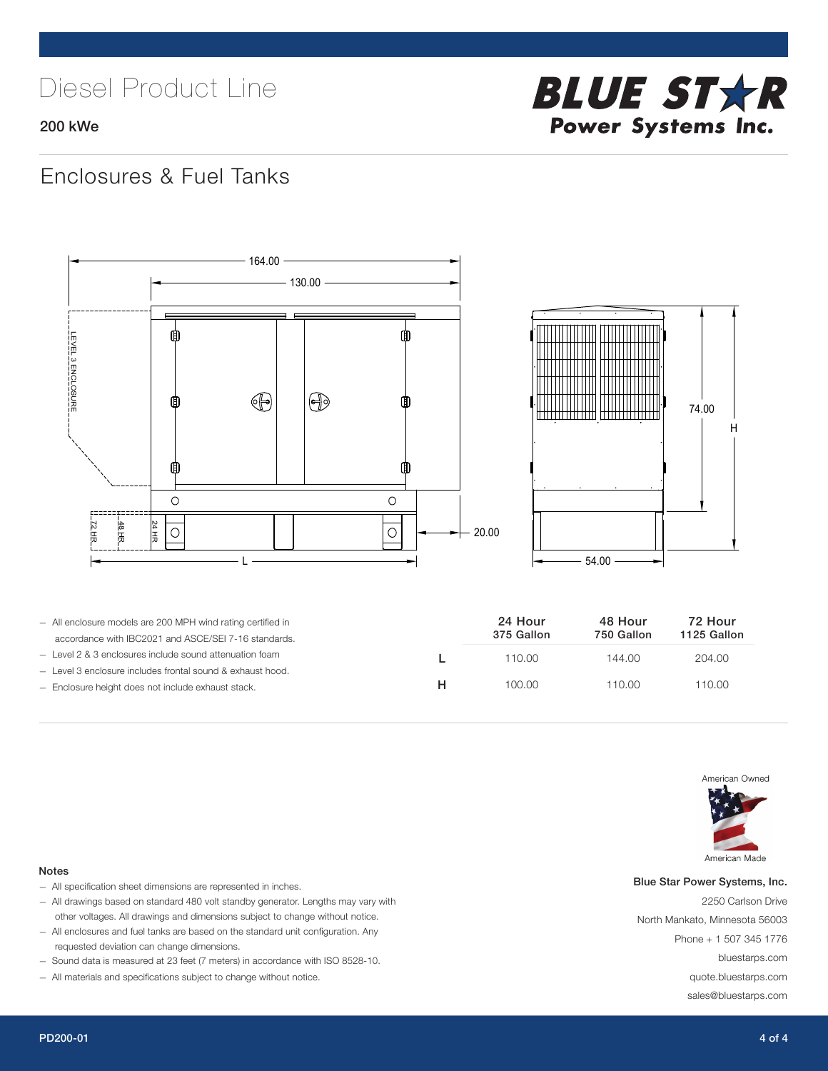# Diesel Product Line

200 kWe

**BLUE STAR Power Systems Inc.**

## Enclosures & Fuel Tanks

164.00
130.00
LEVEL 3 ENCLOSURE
72 HR
48 HR
24 HR
20.00
L
74.00
H
54.00

- All enclosure models are 200 MPH wind rating certified in accordance with IBC2021 and ASCE/SEI 7-16 standards.
- Level 2 & 3 enclosures include sound attenuation foam
- Level 3 enclosure includes frontal sound & exhaust hood.
- Enclosure height does not include exhaust stack.

| | 24 Hour 375 Gallon | 48 Hour 750 Gallon | 72 Hour 1125 Gallon |
|---|---|---|---|
| L | 110.00 | 144.00 | 204.00 |
| H | 100.00 | 110.00 | 110.00 |

American Owned
American Made

### Notes

- All specification sheet dimensions are represented in inches.
- All drawings based on standard 480 volt standby generator. Lengths may vary with other voltages. All drawings and dimensions subject to change without notice.
- All enclosures and fuel tanks are based on the standard unit configuration. Any requested deviation can change dimensions.
- Sound data is measured at 23 feet (7 meters) in accordance with ISO 8528-10.
- All materials and specifications subject to change without notice.

**Blue Star Power Systems, Inc.**
2250 Carlson Drive
North Mankato, Minnesota 56003
Phone + 1 507 345 1776
bluestarps.com
quote.bluestarps.com
sales@bluestarps.com

PD200-01